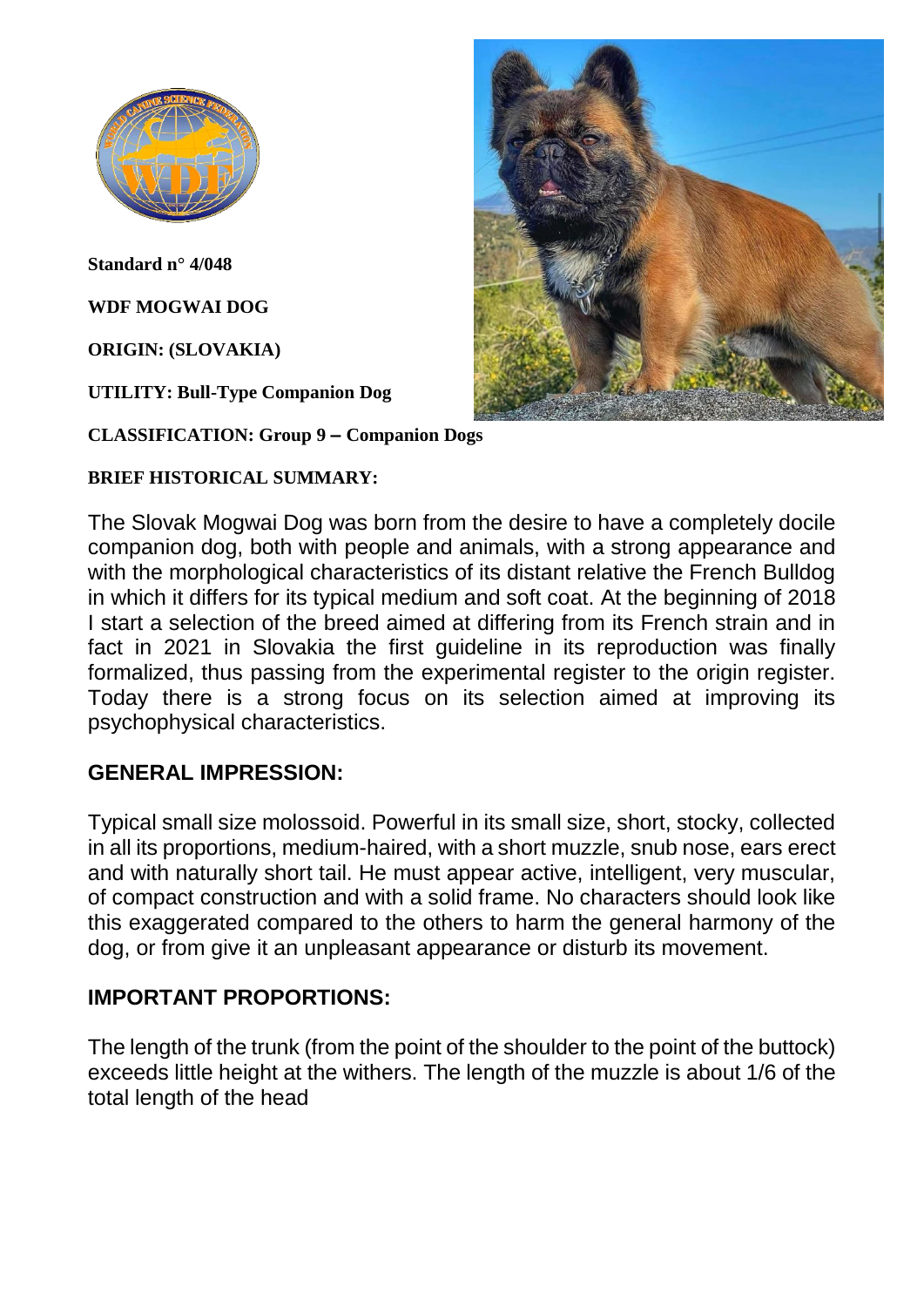**Standard n° 4/048**

**WDF MOGWAI DOG**

**ORIGIN: (SLOVAKIA)**

**UTILITY: Bull-Type Companion Dog**

**CLASSIFICATION: Group 9 – Companion Dogs**

**BRIEF HISTORICAL SUMMARY:**

The Slovak Mogwai Dog was born from the desire to have a completely docile companion dog, both with people and animals, with a strong appearance and with the morphological characteristics of its distant relative the French Bulldog in which it differs for its typical medium and soft coat. At the beginning of 2018 I start a selection of the breed aimed at differing from its French strain and in fact in 2021 in Slovakia the first guideline in its reproduction was finally formalized, thus passing from the experimental register to the origin register. Today there is a strong focus on its selection aimed at improving its psychophysical characteristics.

## GENERAL IMPRESSION:

Typical small size molossoid. Powerful in its small size, short, stocky, collected in all its proportions, medium-haired, with a short muzzle, snub nose, ears erect and with naturally short tail. He must appear active, intelligent, very muscular, of compact construction and with a solid frame. No characters should look like this exaggerated compared to the others to harm the general harmony of the dog, or from give it an unpleasant appearance or disturb its movement.

## IMPORTANT PROPORTIONS:

The length of the trunk (from the point of the shoulder to the point of the buttock) exceeds little height at the withers. The length of the muzzle is about 1/6 of the total length of the head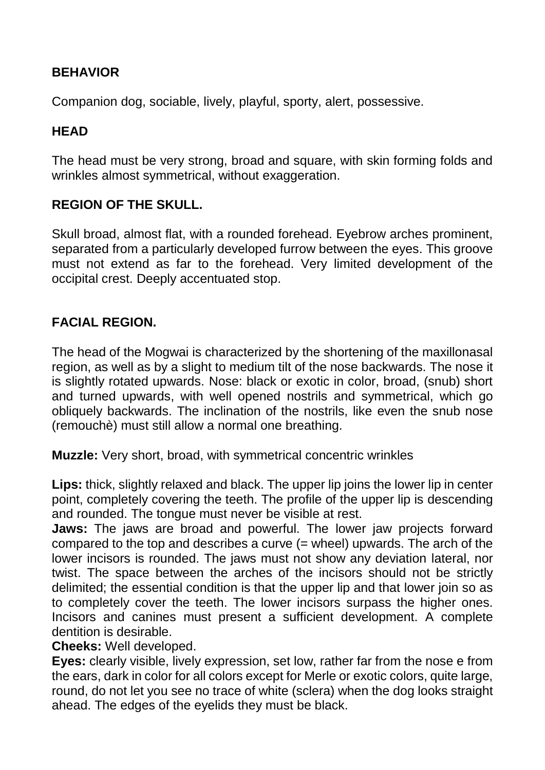## BEHAVIOR

Companion dog, sociable, lively, playful, sporty, alert, possessive.

## HEAD

The head must be very strong, broad and square, with skin forming folds and wrinkles almost symmetrical, without exaggeration.

## REGION OF THE SKULL.

Skull broad, almost flat, with a rounded forehead. Eyebrow arches prominent, separated from a particularly developed furrow between the eyes. This groove must not extend as far to the forehead. Very limited development of the occipital crest. Deeply accentuated stop.

## FACIAL REGION.

The head of the Mogwai is characterized by the shortening of the maxillonasal region, as well as by a slight to medium tilt of the nose backwards. The nose it is slightly rotated upwards. Nose: black or exotic in color, broad, (snub) short and turned upwards, with well opened nostrils and symmetrical, which go obliquely backwards. The inclination of the nostrils, like even the snub nose (remouchè) must still allow a normal one breathing.

**Muzzle:** Very short, broad, with symmetrical concentric wrinkles

**Lips:** thick, slightly relaxed and black. The upper lip joins the lower lip in center point, completely covering the teeth. The profile of the upper lip is descending and rounded. The tongue must never be visible at rest.

**Jaws:** The jaws are broad and powerful. The lower jaw projects forward compared to the top and describes a curve (= wheel) upwards. The arch of the lower incisors is rounded. The jaws must not show any deviation lateral, nor twist. The space between the arches of the incisors should not be strictly delimited; the essential condition is that the upper lip and that lower join so as to completely cover the teeth. The lower incisors surpass the higher ones. Incisors and canines must present a sufficient development. A complete dentition is desirable.

**Cheeks:** Well developed.

**Eyes:** clearly visible, lively expression, set low, rather far from the nose e from the ears, dark in color for all colors except for Merle or exotic colors, quite large, round, do not let you see no trace of white (sclera) when the dog looks straight ahead. The edges of the eyelids they must be black.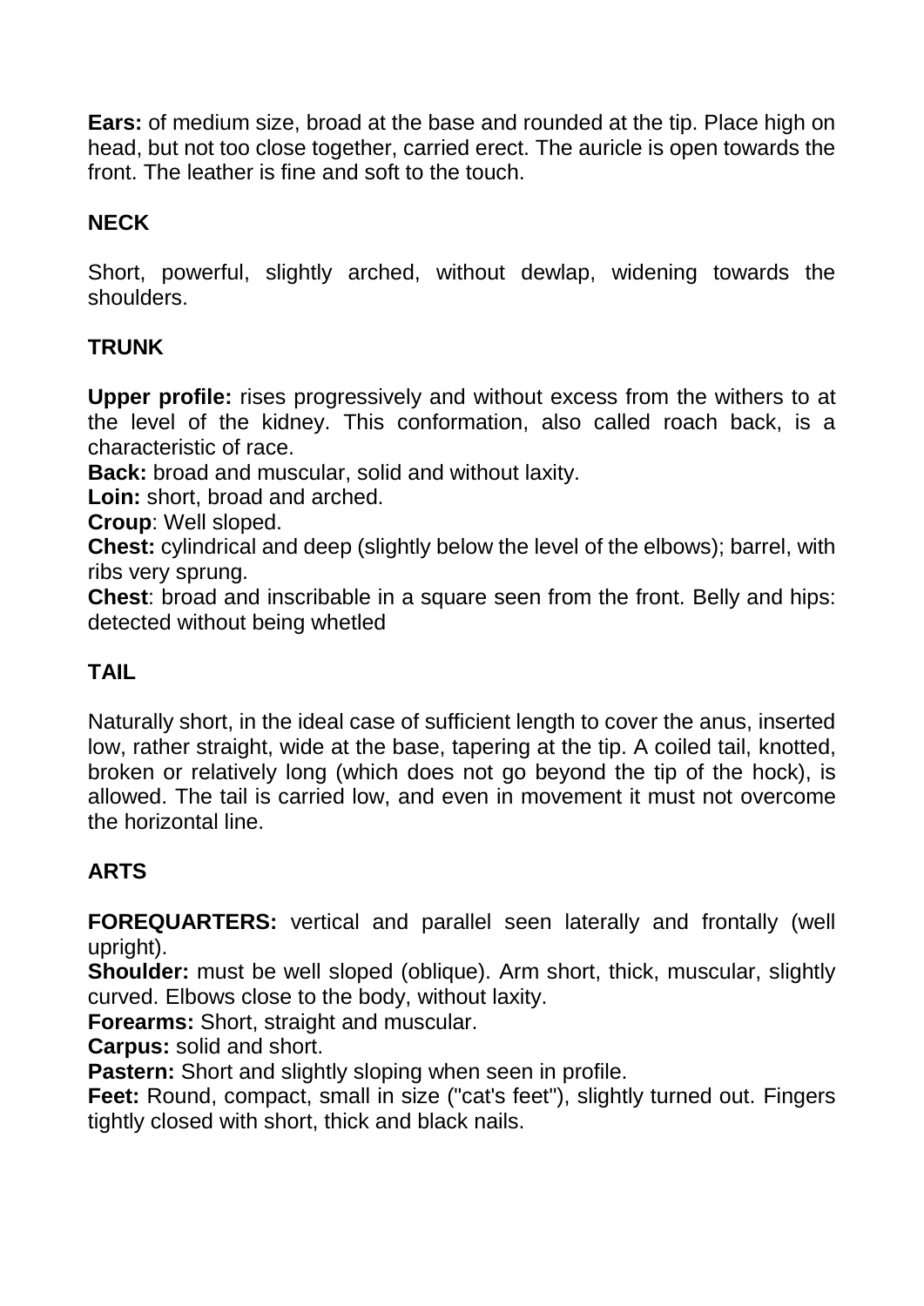**Ears:** of medium size, broad at the base and rounded at the tip. Place high on head, but not too close together, carried erect. The auricle is open towards the front. The leather is fine and soft to the touch.

## NECK

Short, powerful, slightly arched, without dewlap, widening towards the shoulders.

## TRUNK

**Upper profile:** rises progressively and without excess from the withers to at the level of the kidney. This conformation, also called roach back, is a characteristic of race.
**Back:** broad and muscular, solid and without laxity.
**Loin:** short, broad and arched.
**Croup**: Well sloped.
**Chest:** cylindrical and deep (slightly below the level of the elbows); barrel, with ribs very sprung.
**Chest**: broad and inscribable in a square seen from the front. Belly and hips: detected without being whetled

## TAIL

Naturally short, in the ideal case of sufficient length to cover the anus, inserted low, rather straight, wide at the base, tapering at the tip. A coiled tail, knotted, broken or relatively long (which does not go beyond the tip of the hock), is allowed. The tail is carried low, and even in movement it must not overcome the horizontal line.

## ARTS

**FOREQUARTERS:** vertical and parallel seen laterally and frontally (well upright).
**Shoulder:** must be well sloped (oblique). Arm short, thick, muscular, slightly curved. Elbows close to the body, without laxity.
**Forearms:** Short, straight and muscular.
**Carpus:** solid and short.
**Pastern:** Short and slightly sloping when seen in profile.
**Feet:** Round, compact, small in size ("cat's feet"), slightly turned out. Fingers tightly closed with short, thick and black nails.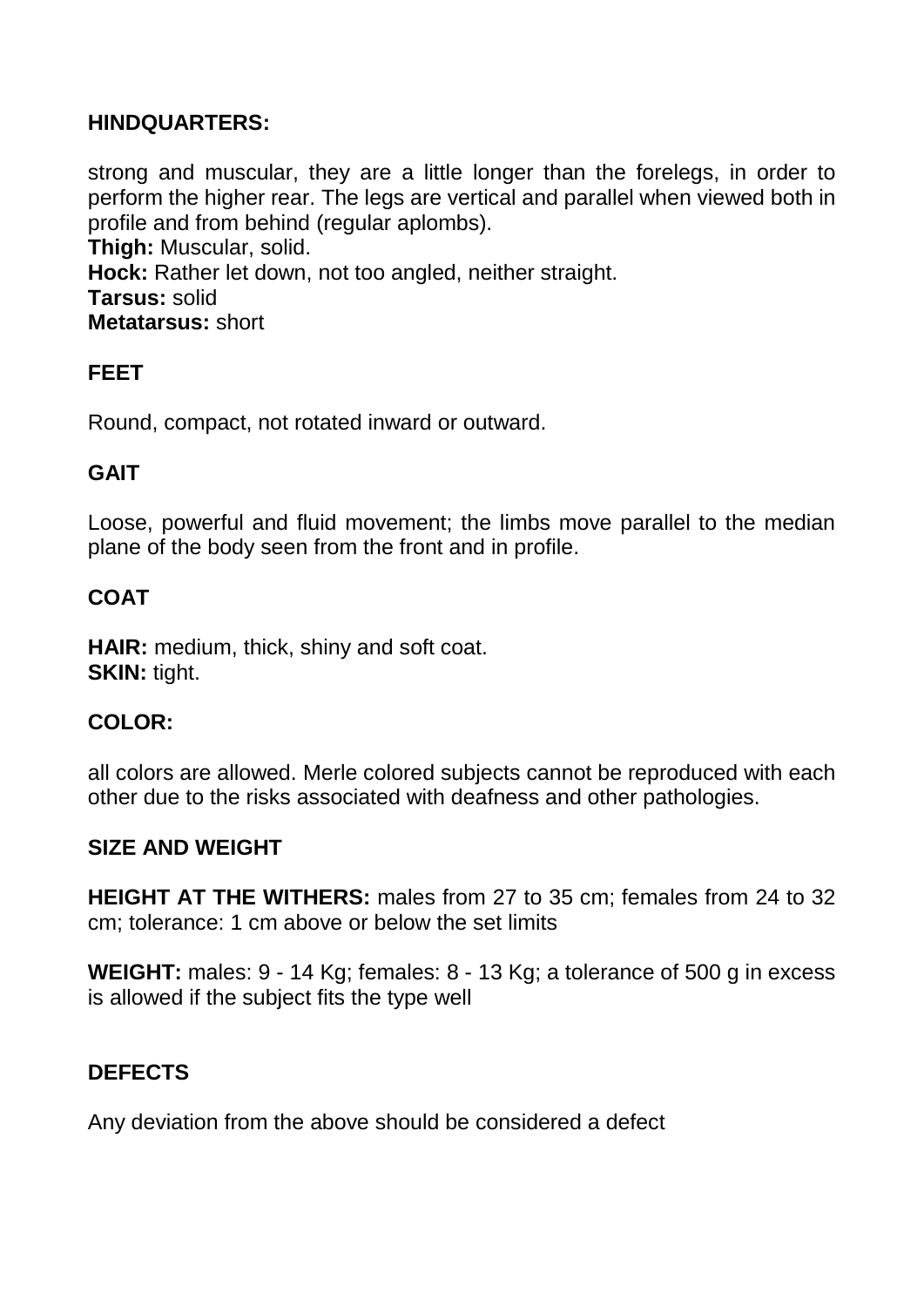## HINDQUARTERS:

strong and muscular, they are a little longer than the forelegs, in order to perform the higher rear. The legs are vertical and parallel when viewed both in profile and from behind (regular aplombs).
**Thigh:** Muscular, solid.
**Hock:** Rather let down, not too angled, neither straight.
**Tarsus:** solid
**Metatarsus:** short

## FEET

Round, compact, not rotated inward or outward.

## GAIT

Loose, powerful and fluid movement; the limbs move parallel to the median plane of the body seen from the front and in profile.

## COAT

**HAIR:** medium, thick, shiny and soft coat.
**SKIN:** tight.

## COLOR:

all colors are allowed. Merle colored subjects cannot be reproduced with each other due to the risks associated with deafness and other pathologies.

## SIZE AND WEIGHT

**HEIGHT AT THE WITHERS:** males from 27 to 35 cm; females from 24 to 32 cm; tolerance: 1 cm above or below the set limits

**WEIGHT:** males: 9 - 14 Kg; females: 8 - 13 Kg; a tolerance of 500 g in excess is allowed if the subject fits the type well

## DEFECTS

Any deviation from the above should be considered a defect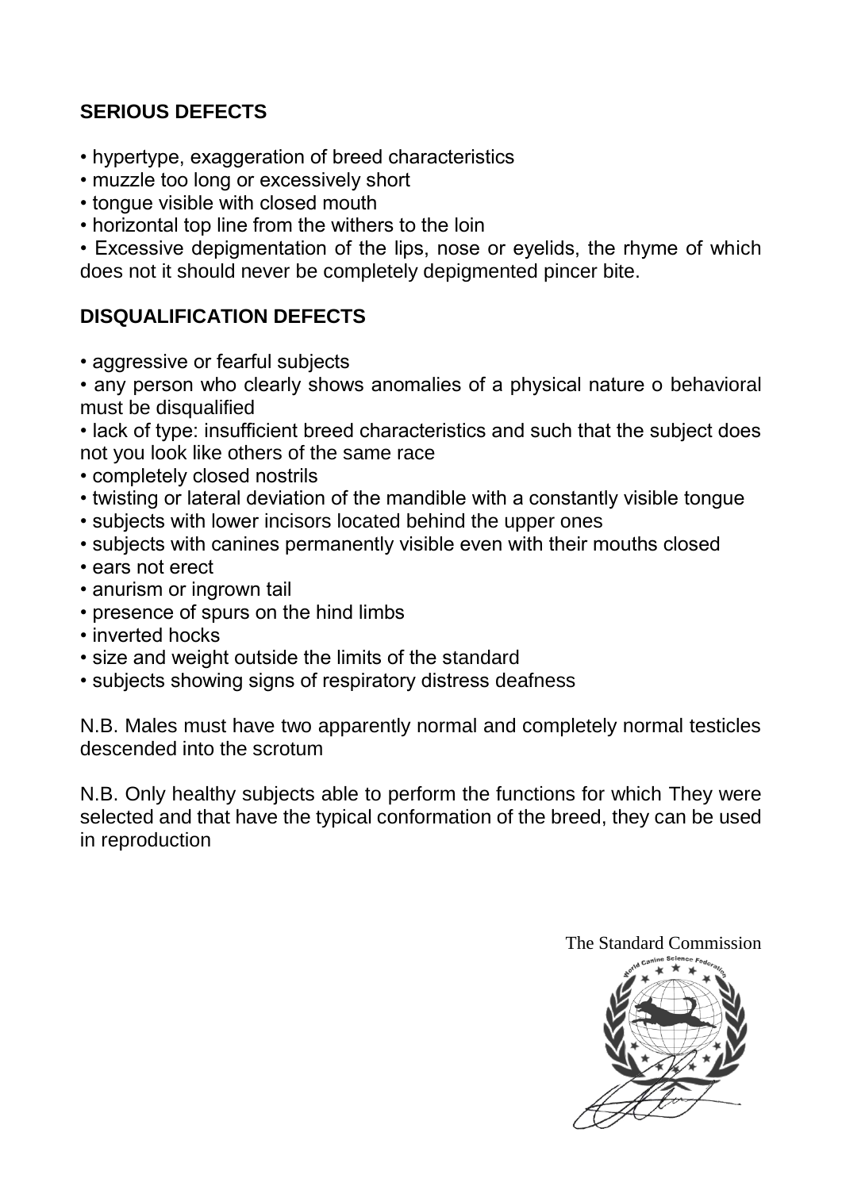## SERIOUS DEFECTS

- hypertype, exaggeration of breed characteristics
- muzzle too long or excessively short
- tongue visible with closed mouth
- horizontal top line from the withers to the loin
- Excessive depigmentation of the lips, nose or eyelids, the rhyme of which does not it should never be completely depigmented pincer bite.

## DISQUALIFICATION DEFECTS

- aggressive or fearful subjects
- any person who clearly shows anomalies of a physical nature o behavioral must be disqualified
- lack of type: insufficient breed characteristics and such that the subject does not you look like others of the same race
- completely closed nostrils
- twisting or lateral deviation of the mandible with a constantly visible tongue
- subjects with lower incisors located behind the upper ones
- subjects with canines permanently visible even with their mouths closed
- ears not erect
- anurism or ingrown tail
- presence of spurs on the hind limbs
- inverted hocks
- size and weight outside the limits of the standard
- subjects showing signs of respiratory distress deafness

N.B. Males must have two apparently normal and completely normal testicles descended into the scrotum

N.B. Only healthy subjects able to perform the functions for which They were selected and that have the typical conformation of the breed, they can be used in reproduction

The Standard Commission

World Canine Science Federation